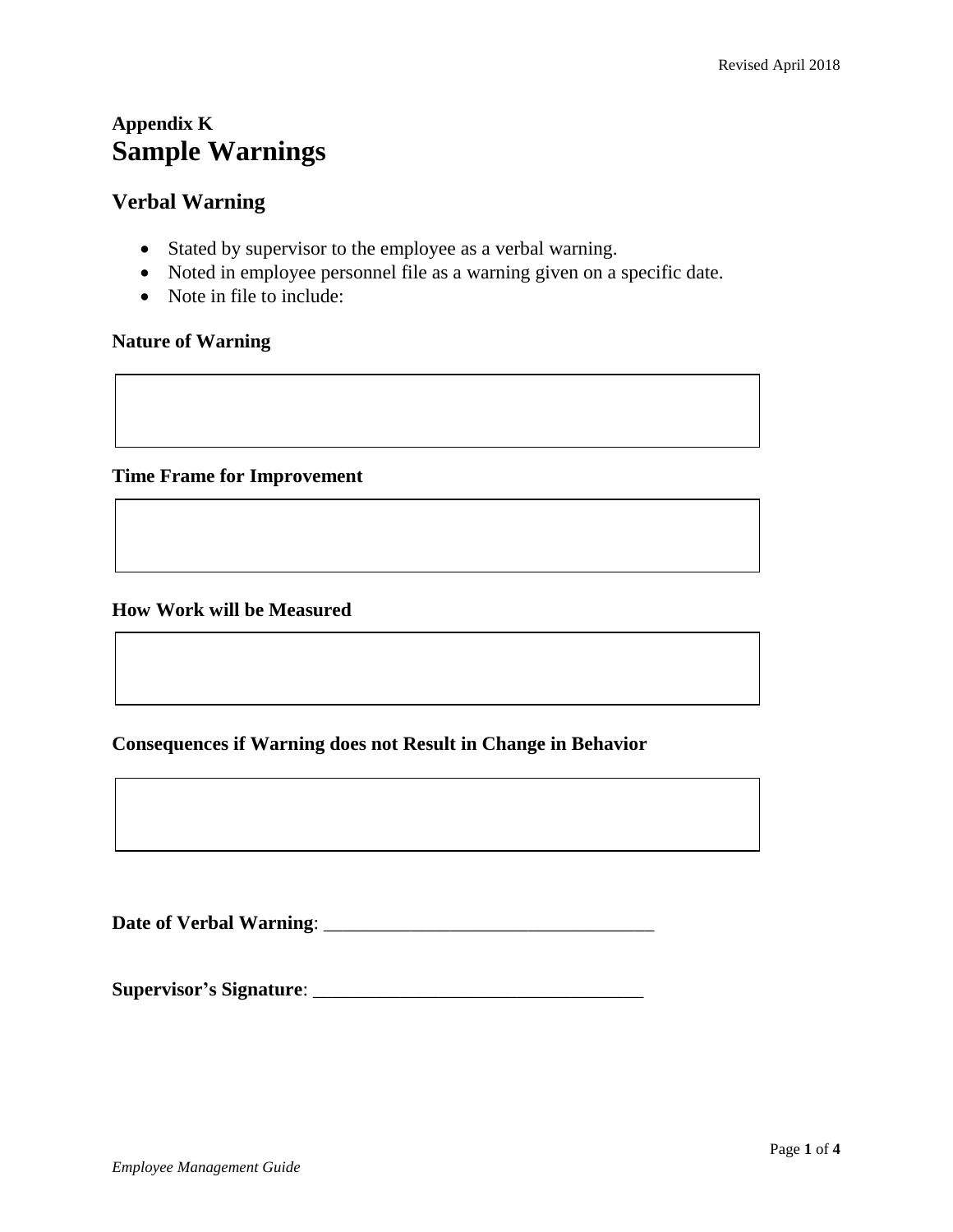## Appendix K

# Sample Warnings

## Verbal Warning

- Stated by supervisor to the employee as a verbal warning.
- Noted in employee personnel file as a warning given on a specific date.
- Note in file to include:

**Nature of Warning**

**Time Frame for Improvement**

**How Work will be Measured**

**Consequences if Warning does not Result in Change in Behavior**

**Date of Verbal Warning**: ___________________________________

**Supervisor's Signature**: ___________________________________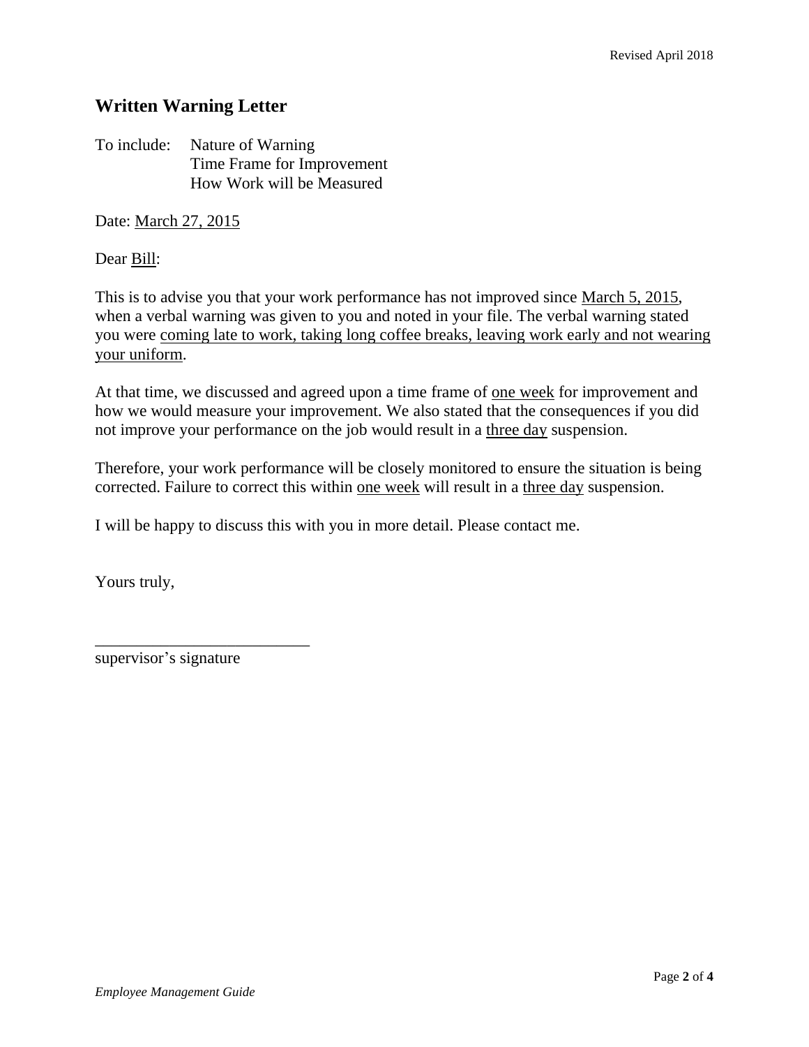## Written Warning Letter

To include: Nature of Warning
Time Frame for Improvement
How Work will be Measured

Date: March 27, 2015

Dear Bill:

This is to advise you that your work performance has not improved since March 5, 2015, when a verbal warning was given to you and noted in your file. The verbal warning stated you were coming late to work, taking long coffee breaks, leaving work early and not wearing your uniform.

At that time, we discussed and agreed upon a time frame of one week for improvement and how we would measure your improvement. We also stated that the consequences if you did not improve your performance on the job would result in a three day suspension.

Therefore, your work performance will be closely monitored to ensure the situation is being corrected. Failure to correct this within one week will result in a three day suspension.

I will be happy to discuss this with you in more detail. Please contact me.

Yours truly,

___________________________
supervisor's signature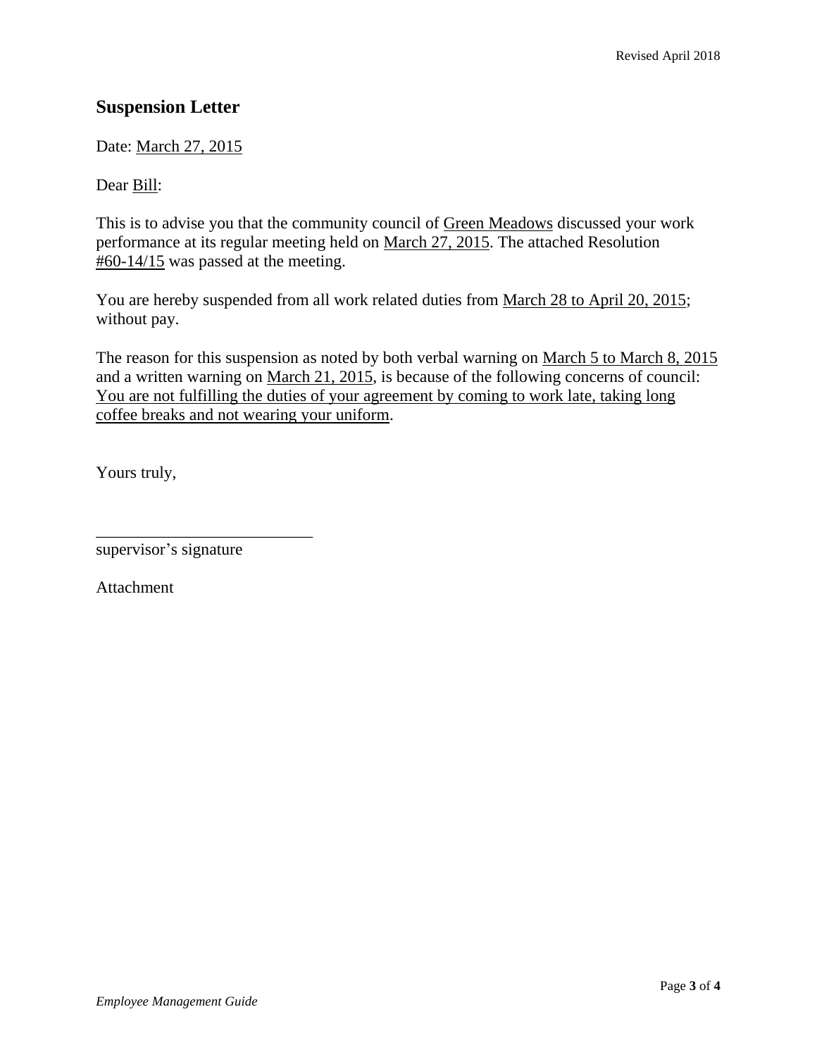## Suspension Letter

Date: March 27, 2015

Dear Bill:

This is to advise you that the community council of Green Meadows discussed your work performance at its regular meeting held on March 27, 2015. The attached Resolution #60-14/15 was passed at the meeting.

You are hereby suspended from all work related duties from March 28 to April 20, 2015; without pay.

The reason for this suspension as noted by both verbal warning on March 5 to March 8, 2015 and a written warning on March 21, 2015, is because of the following concerns of council: You are not fulfilling the duties of your agreement by coming to work late, taking long coffee breaks and not wearing your uniform.

Yours truly,

___________________________

supervisor's signature

Attachment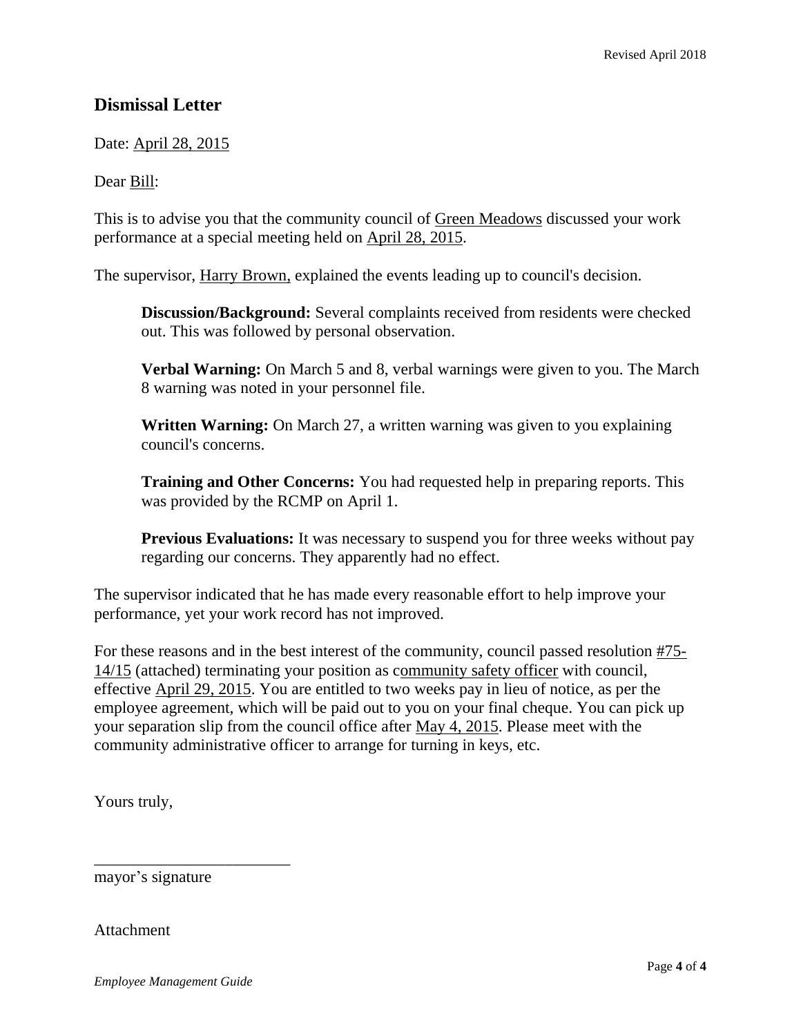## Dismissal Letter

Date: April 28, 2015

Dear Bill:

This is to advise you that the community council of Green Meadows discussed your work performance at a special meeting held on April 28, 2015.

The supervisor, Harry Brown, explained the events leading up to council's decision.

> **Discussion/Background:** Several complaints received from residents were checked out. This was followed by personal observation.
>
> **Verbal Warning:** On March 5 and 8, verbal warnings were given to you. The March 8 warning was noted in your personnel file.
>
> **Written Warning:** On March 27, a written warning was given to you explaining council's concerns.
>
> **Training and Other Concerns:** You had requested help in preparing reports. This was provided by the RCMP on April 1.
>
> **Previous Evaluations:** It was necessary to suspend you for three weeks without pay regarding our concerns. They apparently had no effect.

The supervisor indicated that he has made every reasonable effort to help improve your performance, yet your work record has not improved.

For these reasons and in the best interest of the community, council passed resolution #75-14/15 (attached) terminating your position as community safety officer with council, effective April 29, 2015. You are entitled to two weeks pay in lieu of notice, as per the employee agreement, which will be paid out to you on your final cheque. You can pick up your separation slip from the council office after May 4, 2015. Please meet with the community administrative officer to arrange for turning in keys, etc.

Yours truly,

________________________
mayor's signature

Attachment